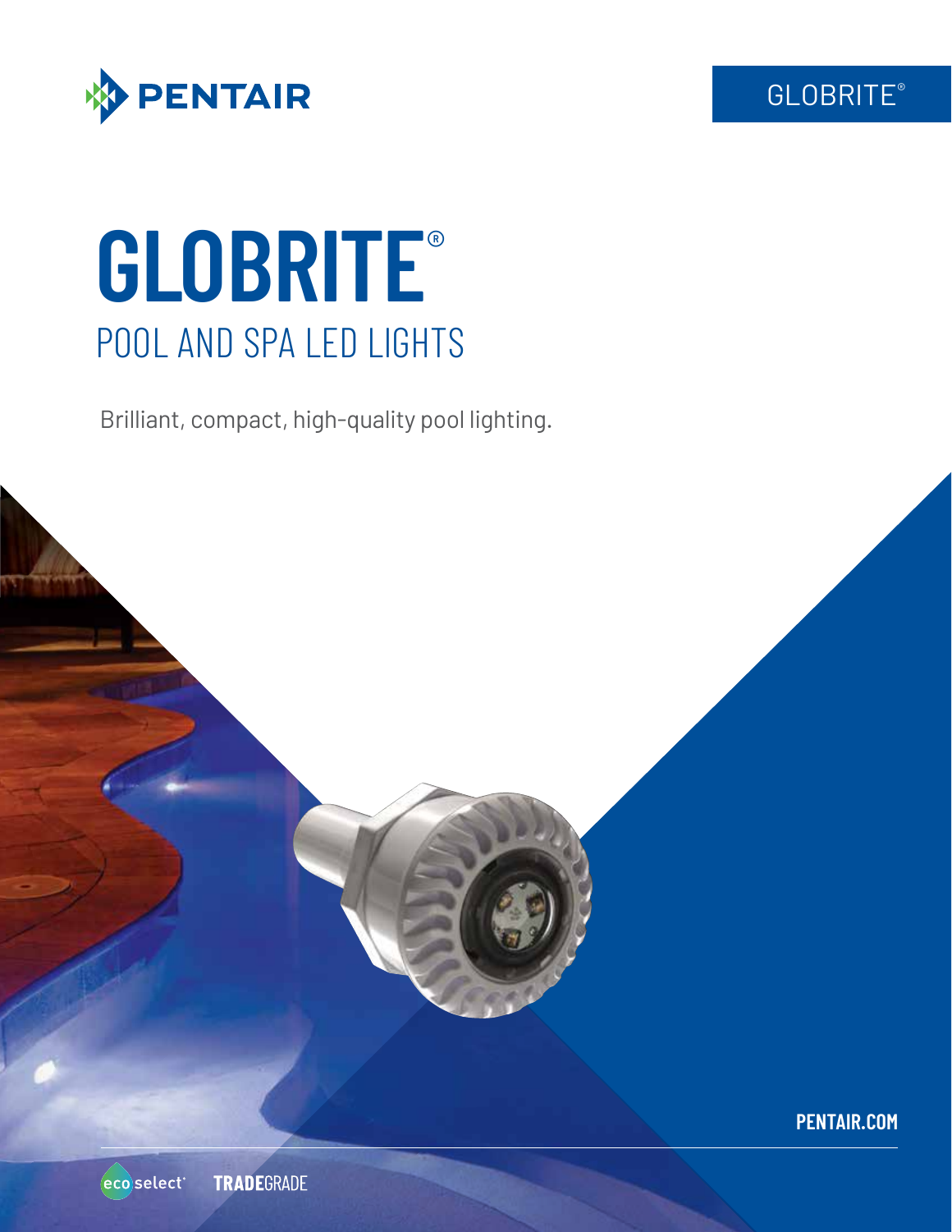PENTAIR

GLOBRITE®

# GLOBRITE®

## POOL AND SPA LED LIGHTS

Brilliant, compact, high-quality pool lighting.

PENTAIR.COM

eco select® TRADEGRADE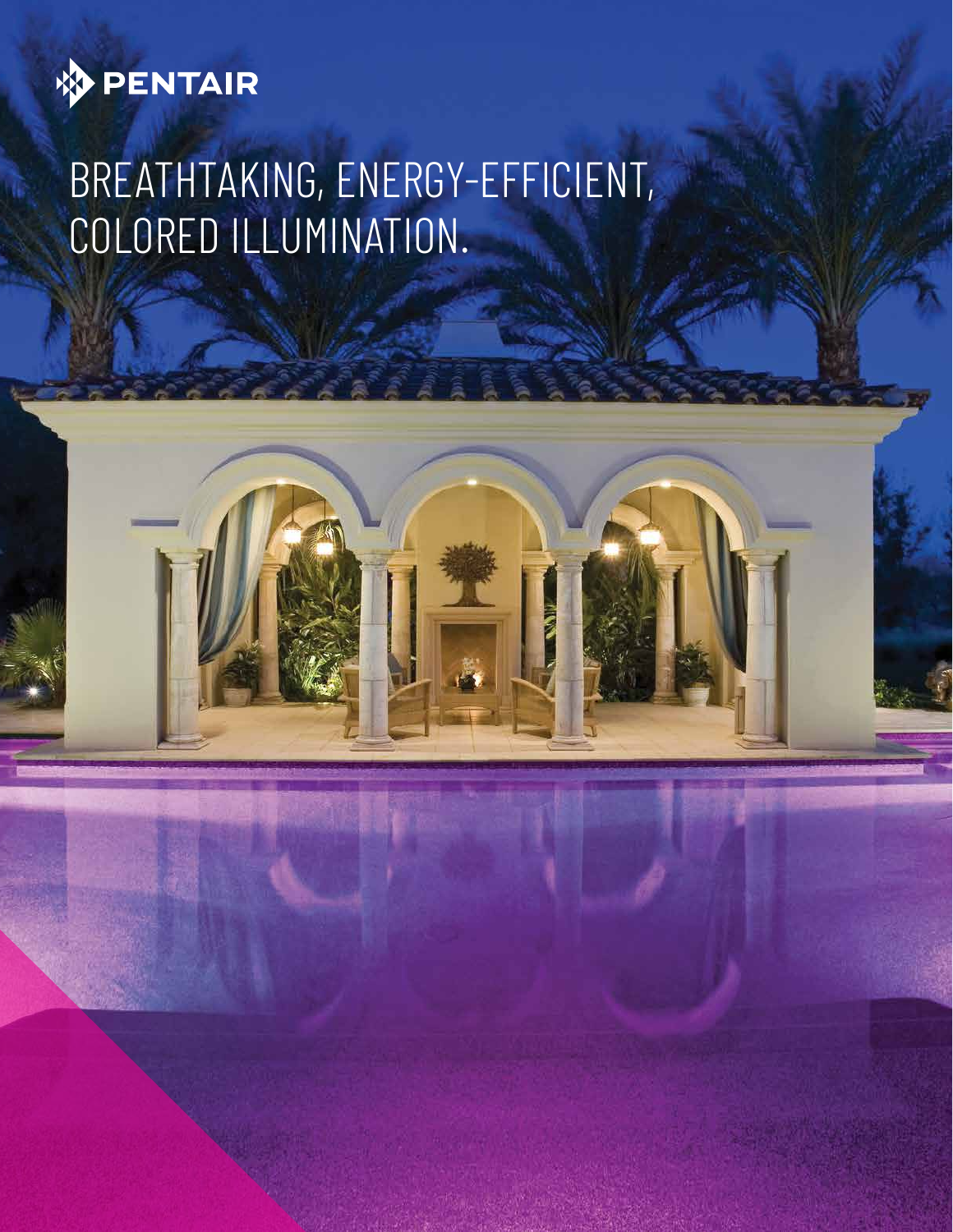PENTAIR

# BREATHTAKING, ENERGY-EFFICIENT, COLORED ILLUMINATION.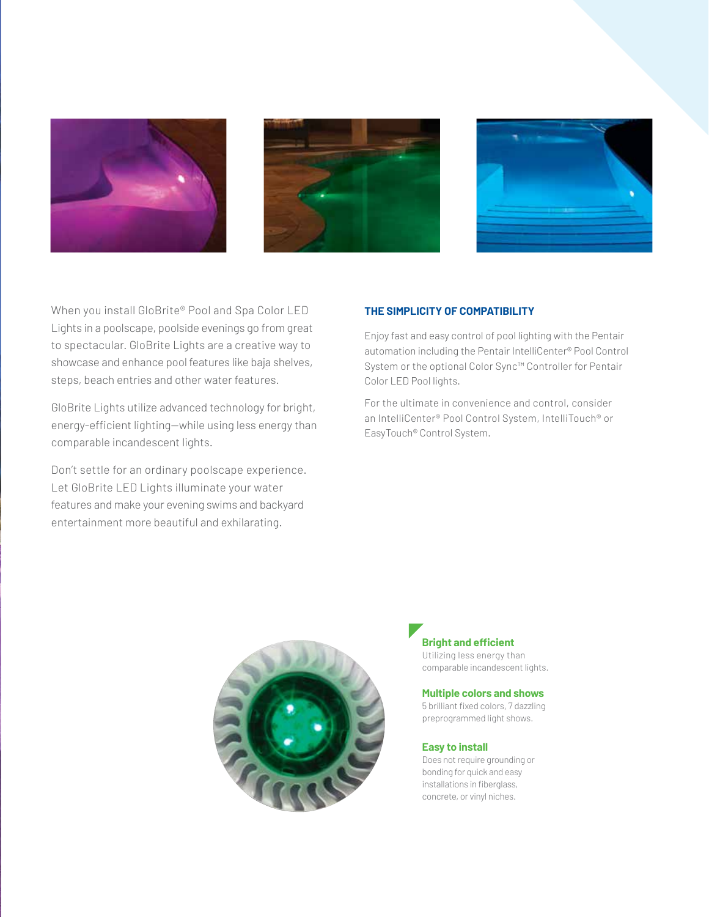When you install GloBrite® Pool and Spa Color LED Lights in a poolscape, poolside evenings go from great to spectacular. GloBrite Lights are a creative way to showcase and enhance pool features like baja shelves, steps, beach entries and other water features.

GloBrite Lights utilize advanced technology for bright, energy-efficient lighting—while using less energy than comparable incandescent lights.

Don't settle for an ordinary poolscape experience. Let GloBrite LED Lights illuminate your water features and make your evening swims and backyard entertainment more beautiful and exhilarating.

### THE SIMPLICITY OF COMPATIBILITY

Enjoy fast and easy control of pool lighting with the Pentair automation including the Pentair IntelliCenter® Pool Control System or the optional Color Sync™ Controller for Pentair Color LED Pool lights.

For the ultimate in convenience and control, consider an IntelliCenter® Pool Control System, IntelliTouch® or EasyTouch® Control System.

**Bright and efficient**
Utilizing less energy than comparable incandescent lights.

**Multiple colors and shows**
5 brilliant fixed colors, 7 dazzling preprogrammed light shows.

**Easy to install**
Does not require grounding or bonding for quick and easy installations in fiberglass, concrete, or vinyl niches.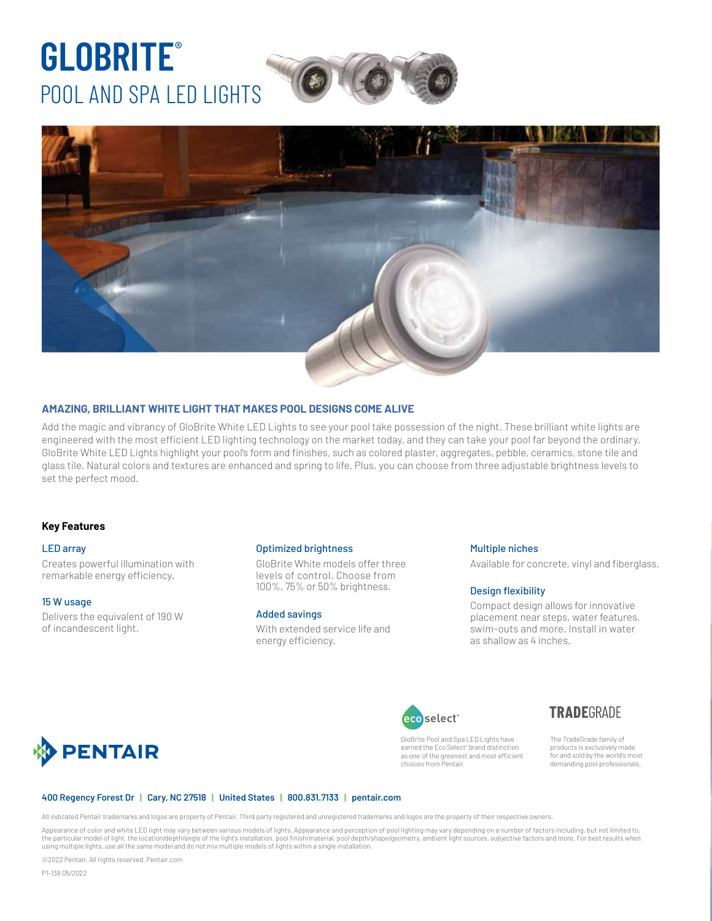# GLOBRITE®

## POOL AND SPA LED LIGHTS

### AMAZING, BRILLIANT WHITE LIGHT THAT MAKES POOL DESIGNS COME ALIVE

Add the magic and vibrancy of GloBrite White LED Lights to see your pool take possession of the night. These brilliant white lights are engineered with the most efficient LED lighting technology on the market today, and they can take your pool far beyond the ordinary. GloBrite White LED Lights highlight your pool's form and finishes, such as colored plaster, aggregates, pebble, ceramics, stone tile and glass tile. Natural colors and textures are enhanced and spring to life. Plus, you can choose from three adjustable brightness levels to set the perfect mood.

**Key Features**

**LED array**
Creates powerful illumination with remarkable energy efficiency.

**15 W usage**
Delivers the equivalent of 190 W of incandescent light.

**Optimized brightness**
GloBrite White models offer three levels of control. Choose from 100%, 75% or 50% brightness.

**Added savings**
With extended service life and energy efficiency.

**Multiple niches**
Available for concrete, vinyl and fiberglass.

**Design flexibility**
Compact design allows for innovative placement near steps, water features, swim-outs and more. Install in water as shallow as 4 inches.

eco select®

GloBrite Pool and Spa LED Lights have earned the Eco Select® brand distinction as one of the greenest and most efficient choices from Pentair.

TRADEGRADE

The TradeGrade family of products is exclusively made for and sold by the world's most demanding pool professionals.

PENTAIR

400 Regency Forest Dr | Cary, NC 27518 | United States | 800.831.7133 | pentair.com

All indicated Pentair trademarks and logos are property of Pentair. Third party registered and unregistered trademarks and logos are the property of their respective owners.

Appearance of color and white LED light may vary between various models of lights. Appearance and perception of pool lighting may vary depending on a number of factors including, but not limited to, the particular model of light, the location/depth/angle of the light's installation, pool finish/material, pool depth/shape/geometry, ambient light sources, subjective factors and more. For best results when using multiple lights, use all the same model and do not mix multiple models of lights within a single installation.

©2022 Pentair. All rights reserved. Pentair.com

P1-138 05/2022